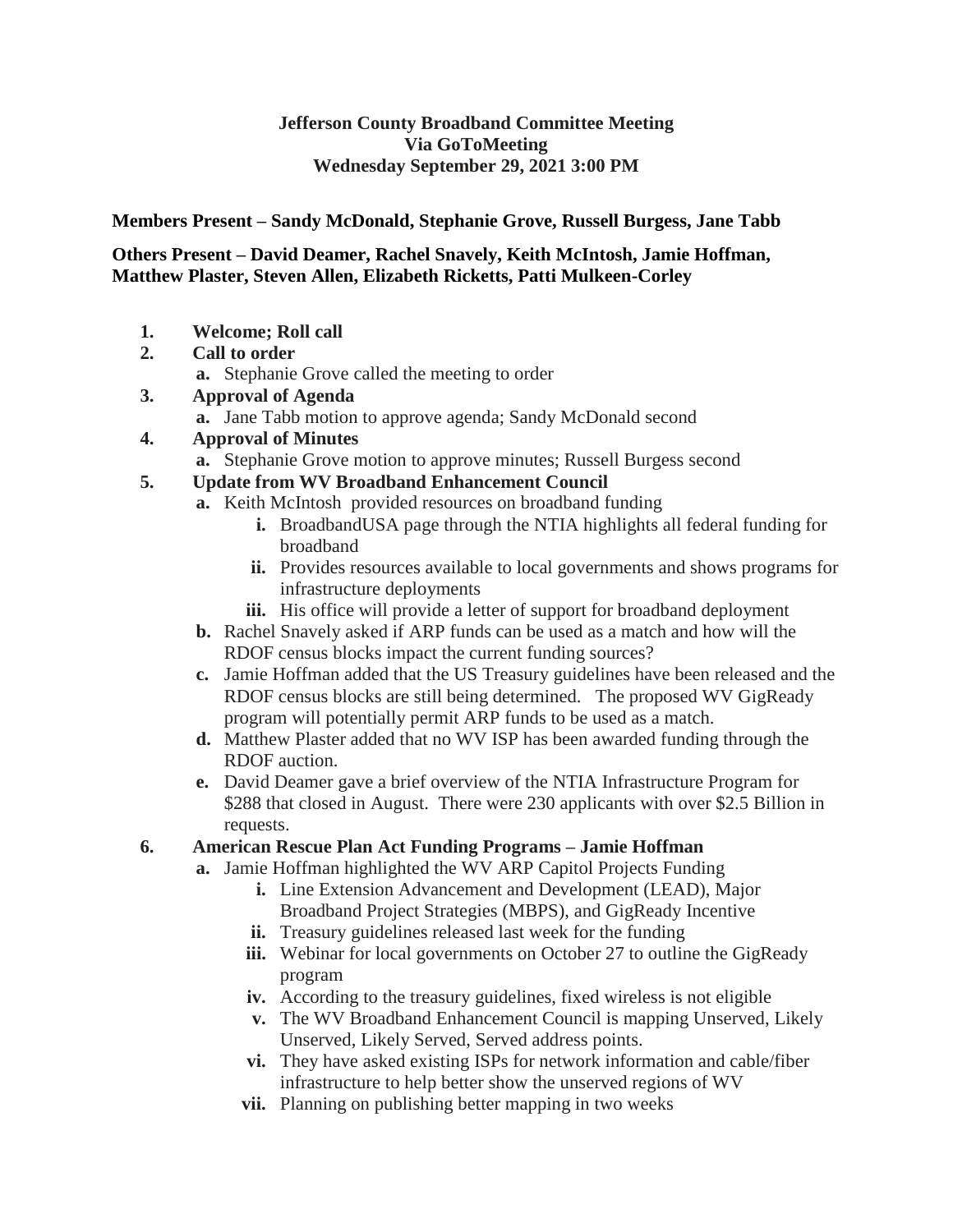**Jefferson County Broadband Committee Meeting**
**Via GoToMeeting**
**Wednesday September 29, 2021 3:00 PM**

**Members Present – Sandy McDonald, Stephanie Grove, Russell Burgess, Jane Tabb**

**Others Present – David Deamer, Rachel Snavely, Keith McIntosh, Jamie Hoffman, Matthew Plaster, Steven Allen, Elizabeth Ricketts, Patti Mulkeen-Corley**

1. **Welcome; Roll call**
2. **Call to order**
   a. Stephanie Grove called the meeting to order
3. **Approval of Agenda**
   a. Jane Tabb motion to approve agenda; Sandy McDonald second
4. **Approval of Minutes**
   a. Stephanie Grove motion to approve minutes; Russell Burgess second
5. **Update from WV Broadband Enhancement Council**
   a. Keith McIntosh provided resources on broadband funding
      i. BroadbandUSA page through the NTIA highlights all federal funding for broadband
      ii. Provides resources available to local governments and shows programs for infrastructure deployments
      iii. His office will provide a letter of support for broadband deployment
   b. Rachel Snavely asked if ARP funds can be used as a match and how will the RDOF census blocks impact the current funding sources?
   c. Jamie Hoffman added that the US Treasury guidelines have been released and the RDOF census blocks are still being determined. The proposed WV GigReady program will potentially permit ARP funds to be used as a match.
   d. Matthew Plaster added that no WV ISP has been awarded funding through the RDOF auction.
   e. David Deamer gave a brief overview of the NTIA Infrastructure Program for $288 that closed in August. There were 230 applicants with over $2.5 Billion in requests.
6. **American Rescue Plan Act Funding Programs – Jamie Hoffman**
   a. Jamie Hoffman highlighted the WV ARP Capitol Projects Funding
      i. Line Extension Advancement and Development (LEAD), Major Broadband Project Strategies (MBPS), and GigReady Incentive
      ii. Treasury guidelines released last week for the funding
      iii. Webinar for local governments on October 27 to outline the GigReady program
      iv. According to the treasury guidelines, fixed wireless is not eligible
      v. The WV Broadband Enhancement Council is mapping Unserved, Likely Unserved, Likely Served, Served address points.
      vi. They have asked existing ISPs for network information and cable/fiber infrastructure to help better show the unserved regions of WV
      vii. Planning on publishing better mapping in two weeks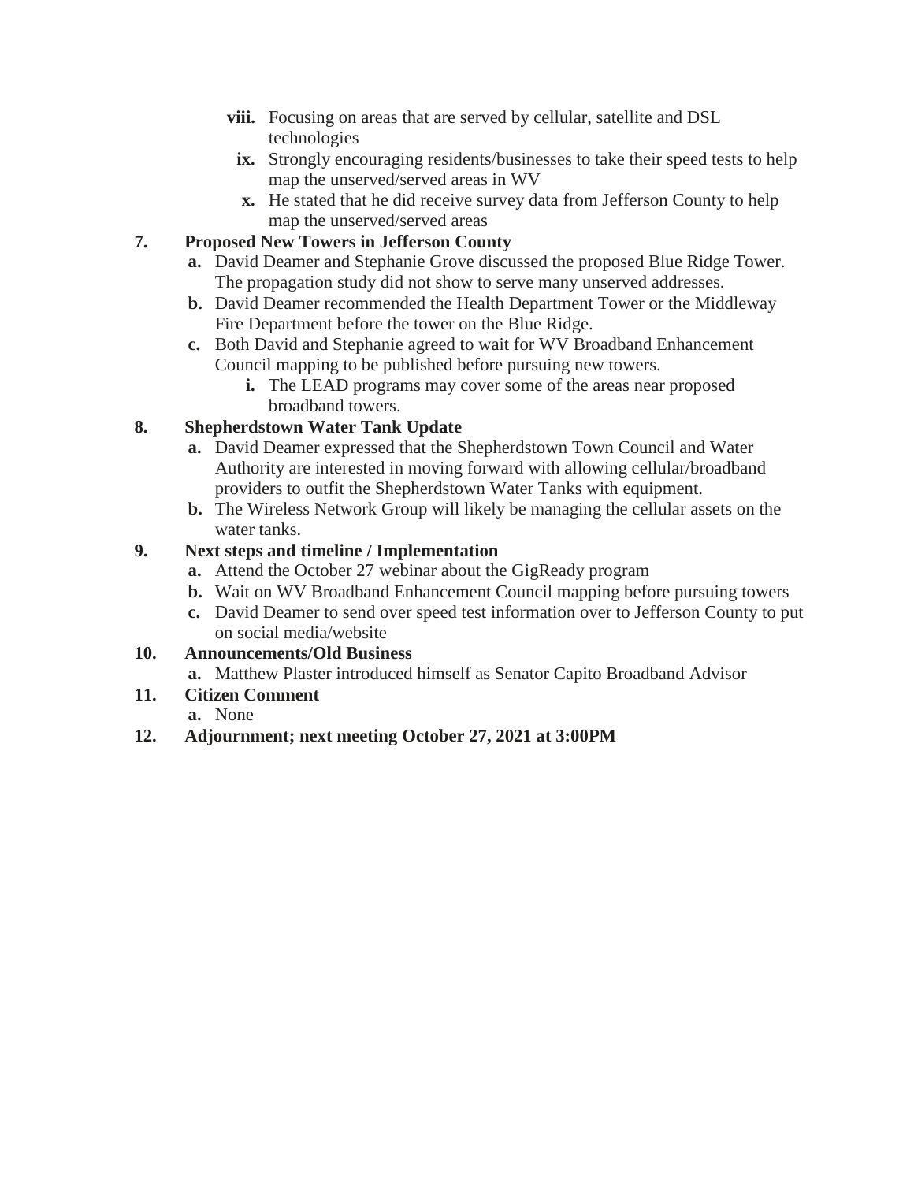viii. Focusing on areas that are served by cellular, satellite and DSL technologies
ix. Strongly encouraging residents/businesses to take their speed tests to help map the unserved/served areas in WV
x. He stated that he did receive survey data from Jefferson County to help map the unserved/served areas

**7. Proposed New Towers in Jefferson County**

a. David Deamer and Stephanie Grove discussed the proposed Blue Ridge Tower. The propagation study did not show to serve many unserved addresses.
b. David Deamer recommended the Health Department Tower or the Middleway Fire Department before the tower on the Blue Ridge.
c. Both David and Stephanie agreed to wait for WV Broadband Enhancement Council mapping to be published before pursuing new towers.
    i. The LEAD programs may cover some of the areas near proposed broadband towers.

**8. Shepherdstown Water Tank Update**

a. David Deamer expressed that the Shepherdstown Town Council and Water Authority are interested in moving forward with allowing cellular/broadband providers to outfit the Shepherdstown Water Tanks with equipment.
b. The Wireless Network Group will likely be managing the cellular assets on the water tanks.

**9. Next steps and timeline / Implementation**

a. Attend the October 27 webinar about the GigReady program
b. Wait on WV Broadband Enhancement Council mapping before pursuing towers
c. David Deamer to send over speed test information over to Jefferson County to put on social media/website

**10. Announcements/Old Business**

a. Matthew Plaster introduced himself as Senator Capito Broadband Advisor

**11. Citizen Comment**

a. None

**12. Adjournment; next meeting October 27, 2021 at 3:00PM**